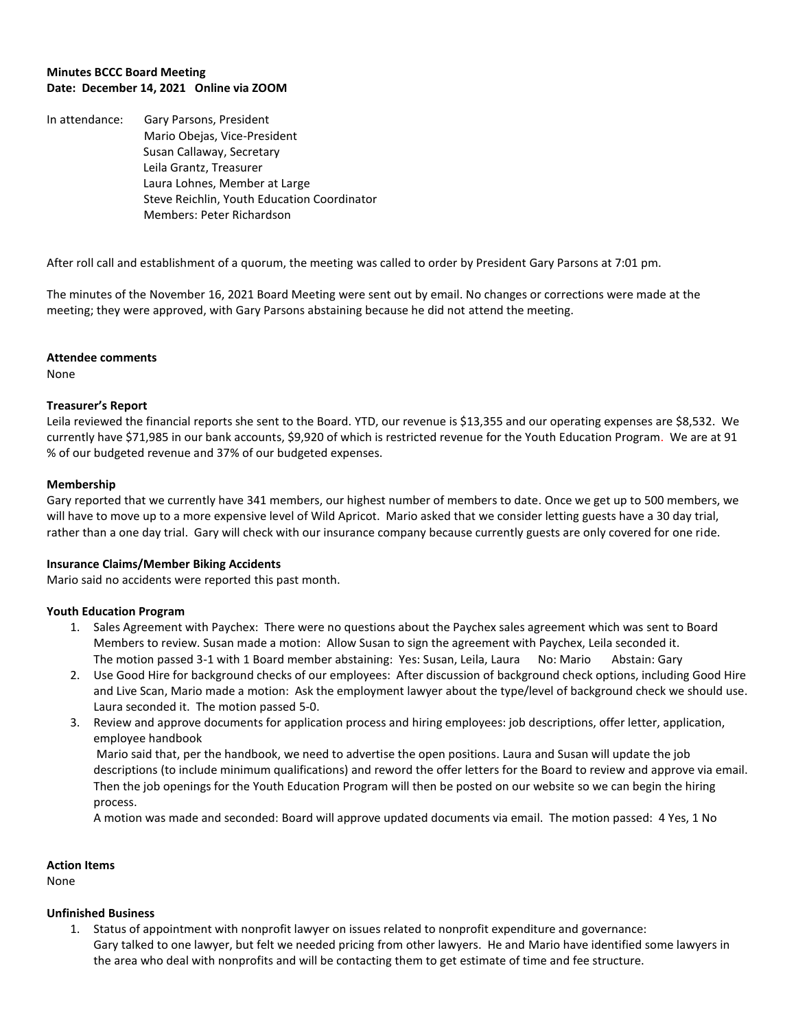**Minutes BCCC Board Meeting**
**Date: December 14, 2021 Online via ZOOM**

In attendance: Gary Parsons, President
Mario Obejas, Vice-President
Susan Callaway, Secretary
Leila Grantz, Treasurer
Laura Lohnes, Member at Large
Steve Reichlin, Youth Education Coordinator
Members: Peter Richardson

After roll call and establishment of a quorum, the meeting was called to order by President Gary Parsons at 7:01 pm.

The minutes of the November 16, 2021 Board Meeting were sent out by email. No changes or corrections were made at the meeting; they were approved, with Gary Parsons abstaining because he did not attend the meeting.

**Attendee comments**

None

**Treasurer's Report**

Leila reviewed the financial reports she sent to the Board. YTD, our revenue is $13,355 and our operating expenses are $8,532. We currently have $71,985 in our bank accounts, $9,920 of which is restricted revenue for the Youth Education Program. We are at 91 % of our budgeted revenue and 37% of our budgeted expenses.

**Membership**

Gary reported that we currently have 341 members, our highest number of members to date. Once we get up to 500 members, we will have to move up to a more expensive level of Wild Apricot. Mario asked that we consider letting guests have a 30 day trial, rather than a one day trial. Gary will check with our insurance company because currently guests are only covered for one ride.

**Insurance Claims/Member Biking Accidents**

Mario said no accidents were reported this past month.

**Youth Education Program**

1. Sales Agreement with Paychex: There were no questions about the Paychex sales agreement which was sent to Board Members to review. Susan made a motion: Allow Susan to sign the agreement with Paychex, Leila seconded it. The motion passed 3-1 with 1 Board member abstaining: Yes: Susan, Leila, Laura No: Mario Abstain: Gary
2. Use Good Hire for background checks of our employees: After discussion of background check options, including Good Hire and Live Scan, Mario made a motion: Ask the employment lawyer about the type/level of background check we should use. Laura seconded it. The motion passed 5-0.
3. Review and approve documents for application process and hiring employees: job descriptions, offer letter, application, employee handbook
   Mario said that, per the handbook, we need to advertise the open positions. Laura and Susan will update the job descriptions (to include minimum qualifications) and reword the offer letters for the Board to review and approve via email. Then the job openings for the Youth Education Program will then be posted on our website so we can begin the hiring process.
   A motion was made and seconded: Board will approve updated documents via email. The motion passed: 4 Yes, 1 No

**Action Items**

None

**Unfinished Business**

1. Status of appointment with nonprofit lawyer on issues related to nonprofit expenditure and governance: Gary talked to one lawyer, but felt we needed pricing from other lawyers. He and Mario have identified some lawyers in the area who deal with nonprofits and will be contacting them to get estimate of time and fee structure.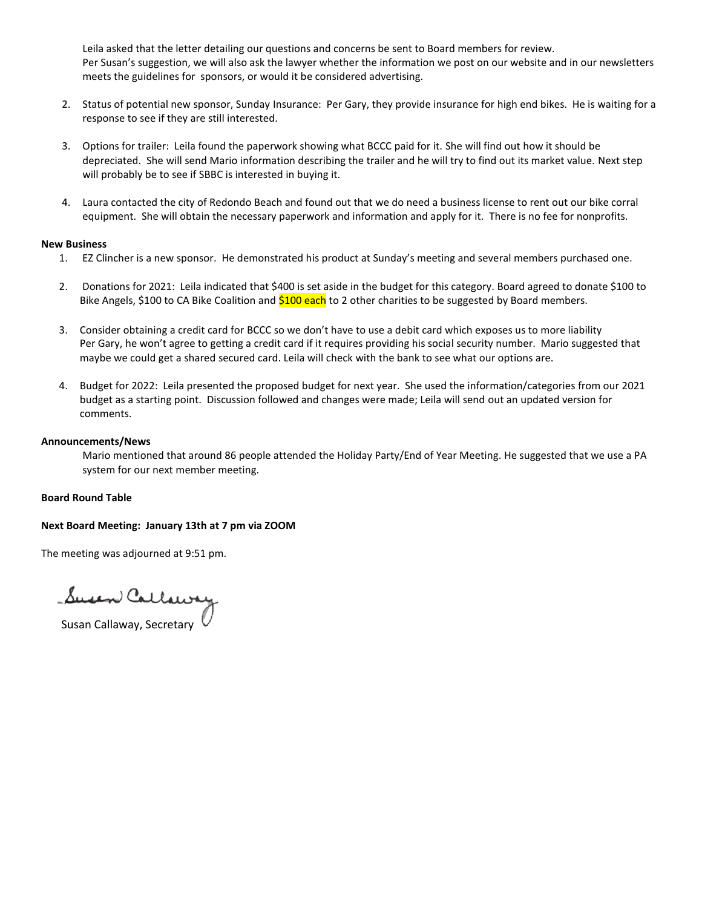Leila asked that the letter detailing our questions and concerns be sent to Board members for review.
Per Susan's suggestion, we will also ask the lawyer whether the information we post on our website and in our newsletters meets the guidelines for sponsors, or would it be considered advertising.

2. Status of potential new sponsor, Sunday Insurance: Per Gary, they provide insurance for high end bikes. He is waiting for a response to see if they are still interested.

3. Options for trailer: Leila found the paperwork showing what BCCC paid for it. She will find out how it should be depreciated. She will send Mario information describing the trailer and he will try to find out its market value. Next step will probably be to see if SBBC is interested in buying it.

4. Laura contacted the city of Redondo Beach and found out that we do need a business license to rent out our bike corral equipment. She will obtain the necessary paperwork and information and apply for it. There is no fee for nonprofits.

**New Business**

1. EZ Clincher is a new sponsor. He demonstrated his product at Sunday's meeting and several members purchased one.

2. Donations for 2021: Leila indicated that $400 is set aside in the budget for this category. Board agreed to donate $100 to Bike Angels, $100 to CA Bike Coalition and $100 each to 2 other charities to be suggested by Board members.

3. Consider obtaining a credit card for BCCC so we don't have to use a debit card which exposes us to more liability
Per Gary, he won't agree to getting a credit card if it requires providing his social security number. Mario suggested that maybe we could get a shared secured card. Leila will check with the bank to see what our options are.

4. Budget for 2022: Leila presented the proposed budget for next year. She used the information/categories from our 2021 budget as a starting point. Discussion followed and changes were made; Leila will send out an updated version for comments.

**Announcements/News**

Mario mentioned that around 86 people attended the Holiday Party/End of Year Meeting. He suggested that we use a PA system for our next member meeting.

**Board Round Table**

**Next Board Meeting: January 13th at 7 pm via ZOOM**

The meeting was adjourned at 9:51 pm.

Susan Callaway

Susan Callaway, Secretary